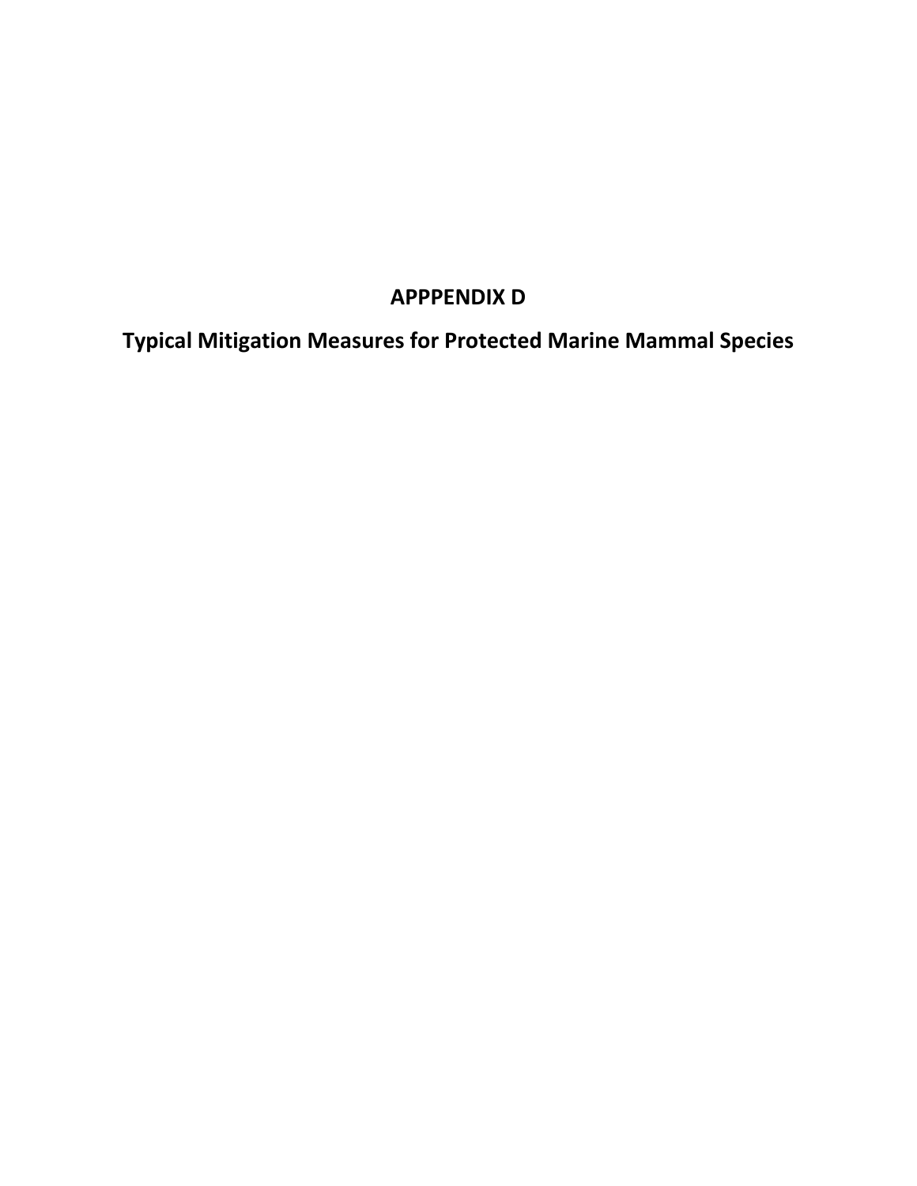# APPPENDIX D

## Typical Mitigation Measures for Protected Marine Mammal Species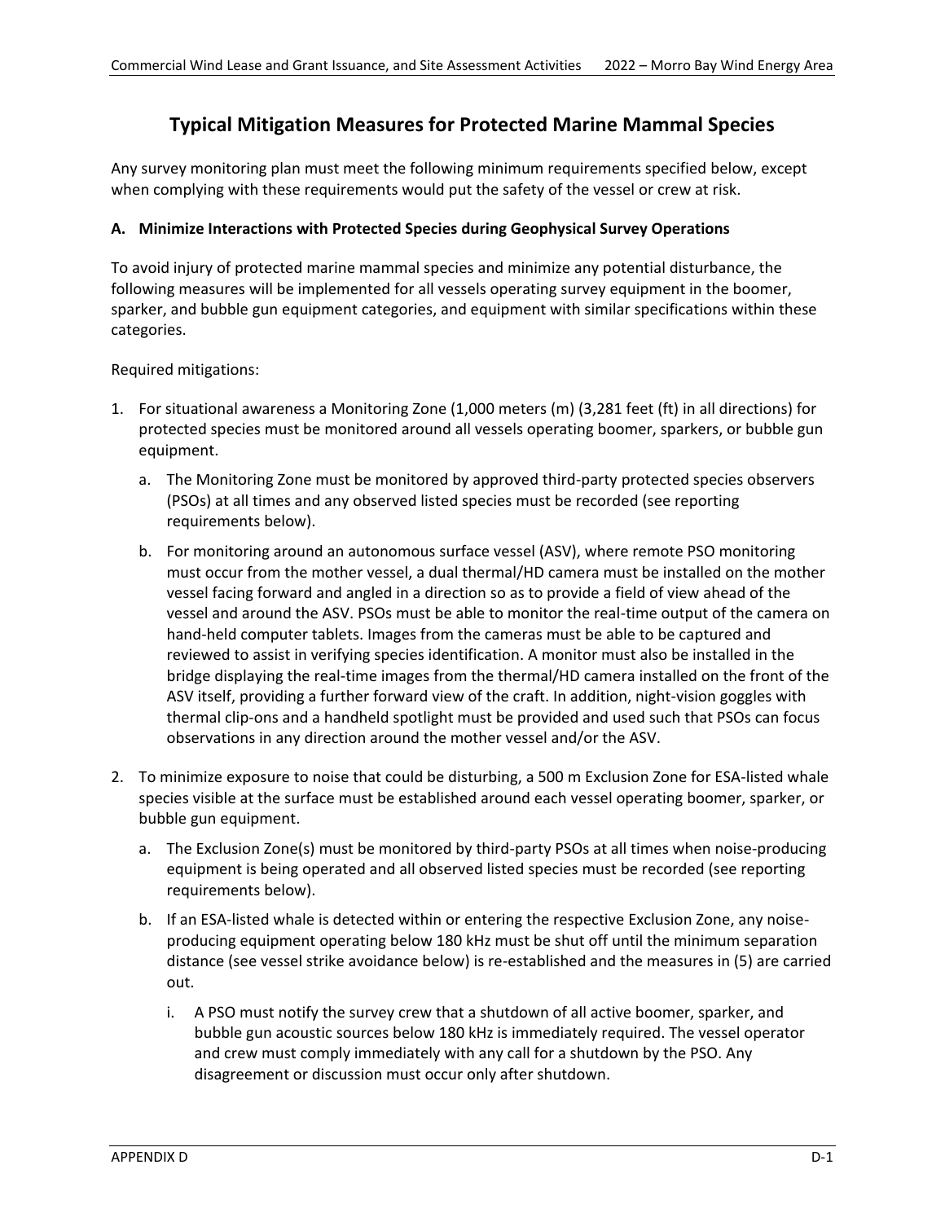## Typical Mitigation Measures for Protected Marine Mammal Species

Any survey monitoring plan must meet the following minimum requirements specified below, except when complying with these requirements would put the safety of the vessel or crew at risk.

**A. Minimize Interactions with Protected Species during Geophysical Survey Operations**

To avoid injury of protected marine mammal species and minimize any potential disturbance, the following measures will be implemented for all vessels operating survey equipment in the boomer, sparker, and bubble gun equipment categories, and equipment with similar specifications within these categories.

Required mitigations:

1. For situational awareness a Monitoring Zone (1,000 meters (m) (3,281 feet (ft) in all directions) for protected species must be monitored around all vessels operating boomer, sparkers, or bubble gun equipment.
   a. The Monitoring Zone must be monitored by approved third-party protected species observers (PSOs) at all times and any observed listed species must be recorded (see reporting requirements below).
   b. For monitoring around an autonomous surface vessel (ASV), where remote PSO monitoring must occur from the mother vessel, a dual thermal/HD camera must be installed on the mother vessel facing forward and angled in a direction so as to provide a field of view ahead of the vessel and around the ASV. PSOs must be able to monitor the real-time output of the camera on hand-held computer tablets. Images from the cameras must be able to be captured and reviewed to assist in verifying species identification. A monitor must also be installed in the bridge displaying the real-time images from the thermal/HD camera installed on the front of the ASV itself, providing a further forward view of the craft. In addition, night-vision goggles with thermal clip-ons and a handheld spotlight must be provided and used such that PSOs can focus observations in any direction around the mother vessel and/or the ASV.
2. To minimize exposure to noise that could be disturbing, a 500 m Exclusion Zone for ESA-listed whale species visible at the surface must be established around each vessel operating boomer, sparker, or bubble gun equipment.
   a. The Exclusion Zone(s) must be monitored by third-party PSOs at all times when noise-producing equipment is being operated and all observed listed species must be recorded (see reporting requirements below).
   b. If an ESA-listed whale is detected within or entering the respective Exclusion Zone, any noise-producing equipment operating below 180 kHz must be shut off until the minimum separation distance (see vessel strike avoidance below) is re-established and the measures in (5) are carried out.
      i. A PSO must notify the survey crew that a shutdown of all active boomer, sparker, and bubble gun acoustic sources below 180 kHz is immediately required. The vessel operator and crew must comply immediately with any call for a shutdown by the PSO. Any disagreement or discussion must occur only after shutdown.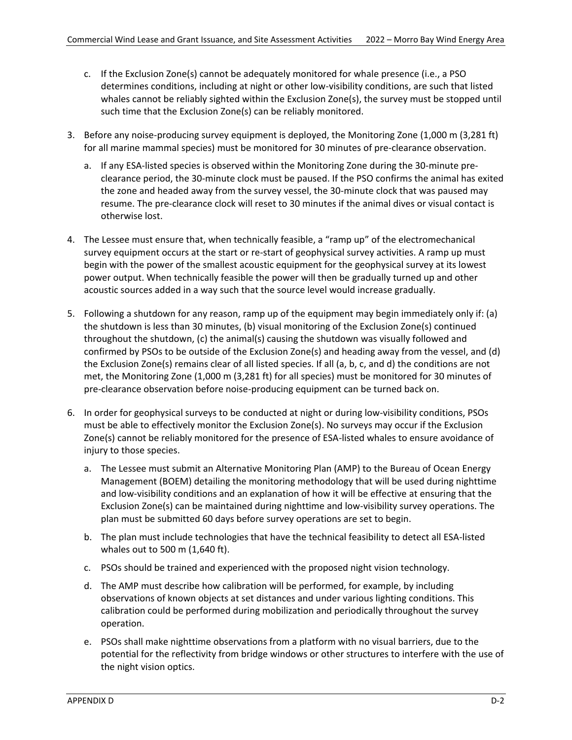c. If the Exclusion Zone(s) cannot be adequately monitored for whale presence (i.e., a PSO determines conditions, including at night or other low-visibility conditions, are such that listed whales cannot be reliably sighted within the Exclusion Zone(s), the survey must be stopped until such time that the Exclusion Zone(s) can be reliably monitored.

3. Before any noise-producing survey equipment is deployed, the Monitoring Zone (1,000 m (3,281 ft) for all marine mammal species) must be monitored for 30 minutes of pre-clearance observation.

   a. If any ESA-listed species is observed within the Monitoring Zone during the 30-minute pre-clearance period, the 30-minute clock must be paused. If the PSO confirms the animal has exited the zone and headed away from the survey vessel, the 30-minute clock that was paused may resume. The pre-clearance clock will reset to 30 minutes if the animal dives or visual contact is otherwise lost.

4. The Lessee must ensure that, when technically feasible, a "ramp up" of the electromechanical survey equipment occurs at the start or re-start of geophysical survey activities. A ramp up must begin with the power of the smallest acoustic equipment for the geophysical survey at its lowest power output. When technically feasible the power will then be gradually turned up and other acoustic sources added in a way such that the source level would increase gradually.

5. Following a shutdown for any reason, ramp up of the equipment may begin immediately only if: (a) the shutdown is less than 30 minutes, (b) visual monitoring of the Exclusion Zone(s) continued throughout the shutdown, (c) the animal(s) causing the shutdown was visually followed and confirmed by PSOs to be outside of the Exclusion Zone(s) and heading away from the vessel, and (d) the Exclusion Zone(s) remains clear of all listed species. If all (a, b, c, and d) the conditions are not met, the Monitoring Zone (1,000 m (3,281 ft) for all species) must be monitored for 30 minutes of pre-clearance observation before noise-producing equipment can be turned back on.

6. In order for geophysical surveys to be conducted at night or during low-visibility conditions, PSOs must be able to effectively monitor the Exclusion Zone(s). No surveys may occur if the Exclusion Zone(s) cannot be reliably monitored for the presence of ESA-listed whales to ensure avoidance of injury to those species.

   a. The Lessee must submit an Alternative Monitoring Plan (AMP) to the Bureau of Ocean Energy Management (BOEM) detailing the monitoring methodology that will be used during nighttime and low-visibility conditions and an explanation of how it will be effective at ensuring that the Exclusion Zone(s) can be maintained during nighttime and low-visibility survey operations. The plan must be submitted 60 days before survey operations are set to begin.

   b. The plan must include technologies that have the technical feasibility to detect all ESA-listed whales out to 500 m (1,640 ft).

   c. PSOs should be trained and experienced with the proposed night vision technology.

   d. The AMP must describe how calibration will be performed, for example, by including observations of known objects at set distances and under various lighting conditions. This calibration could be performed during mobilization and periodically throughout the survey operation.

   e. PSOs shall make nighttime observations from a platform with no visual barriers, due to the potential for the reflectivity from bridge windows or other structures to interfere with the use of the night vision optics.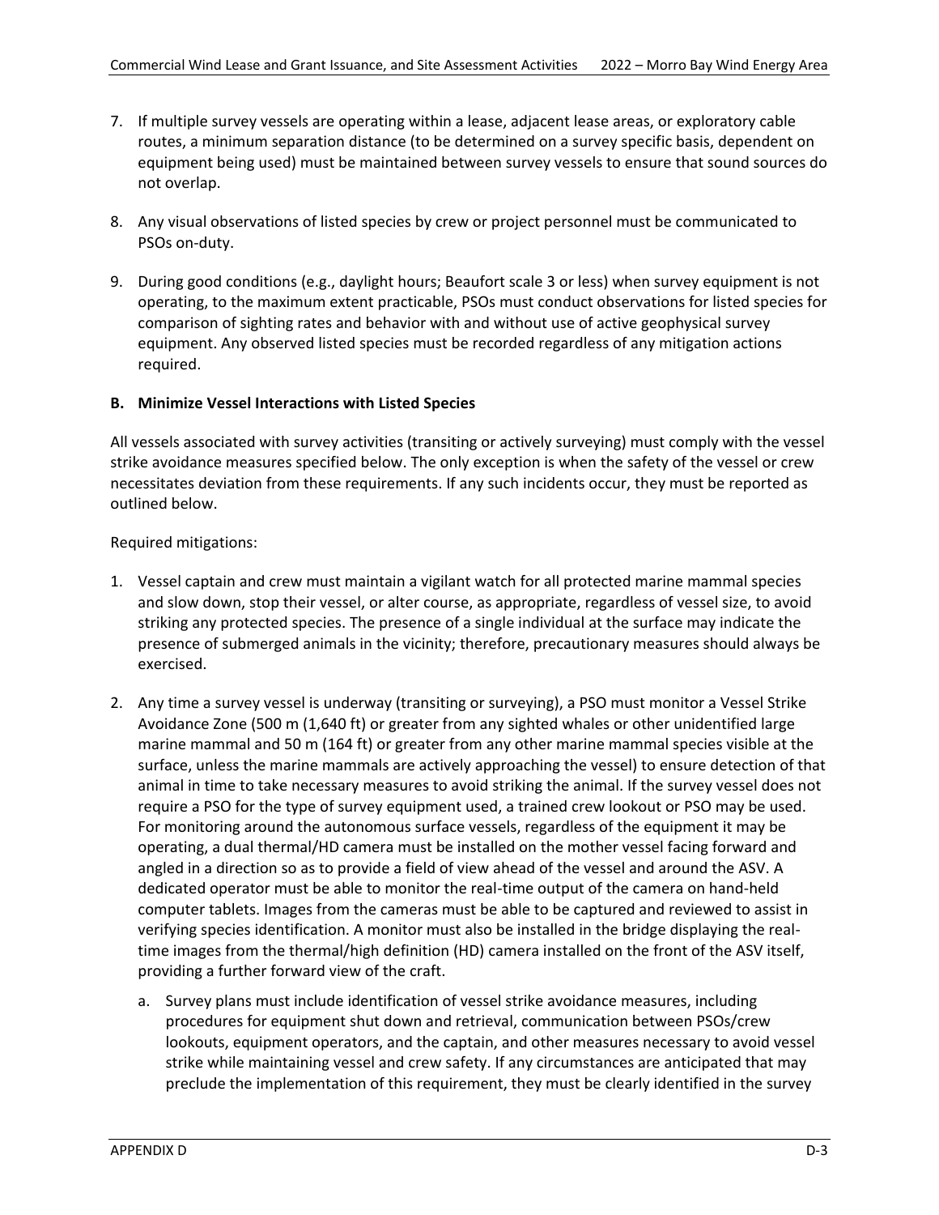7. If multiple survey vessels are operating within a lease, adjacent lease areas, or exploratory cable routes, a minimum separation distance (to be determined on a survey specific basis, dependent on equipment being used) must be maintained between survey vessels to ensure that sound sources do not overlap.

8. Any visual observations of listed species by crew or project personnel must be communicated to PSOs on-duty.

9. During good conditions (e.g., daylight hours; Beaufort scale 3 or less) when survey equipment is not operating, to the maximum extent practicable, PSOs must conduct observations for listed species for comparison of sighting rates and behavior with and without use of active geophysical survey equipment. Any observed listed species must be recorded regardless of any mitigation actions required.

**B. Minimize Vessel Interactions with Listed Species**

All vessels associated with survey activities (transiting or actively surveying) must comply with the vessel strike avoidance measures specified below. The only exception is when the safety of the vessel or crew necessitates deviation from these requirements. If any such incidents occur, they must be reported as outlined below.

Required mitigations:

1. Vessel captain and crew must maintain a vigilant watch for all protected marine mammal species and slow down, stop their vessel, or alter course, as appropriate, regardless of vessel size, to avoid striking any protected species. The presence of a single individual at the surface may indicate the presence of submerged animals in the vicinity; therefore, precautionary measures should always be exercised.

2. Any time a survey vessel is underway (transiting or surveying), a PSO must monitor a Vessel Strike Avoidance Zone (500 m (1,640 ft) or greater from any sighted whales or other unidentified large marine mammal and 50 m (164 ft) or greater from any other marine mammal species visible at the surface, unless the marine mammals are actively approaching the vessel) to ensure detection of that animal in time to take necessary measures to avoid striking the animal. If the survey vessel does not require a PSO for the type of survey equipment used, a trained crew lookout or PSO may be used. For monitoring around the autonomous surface vessels, regardless of the equipment it may be operating, a dual thermal/HD camera must be installed on the mother vessel facing forward and angled in a direction so as to provide a field of view ahead of the vessel and around the ASV. A dedicated operator must be able to monitor the real-time output of the camera on hand-held computer tablets. Images from the cameras must be able to be captured and reviewed to assist in verifying species identification. A monitor must also be installed in the bridge displaying the real-time images from the thermal/high definition (HD) camera installed on the front of the ASV itself, providing a further forward view of the craft.

   a. Survey plans must include identification of vessel strike avoidance measures, including procedures for equipment shut down and retrieval, communication between PSOs/crew lookouts, equipment operators, and the captain, and other measures necessary to avoid vessel strike while maintaining vessel and crew safety. If any circumstances are anticipated that may preclude the implementation of this requirement, they must be clearly identified in the survey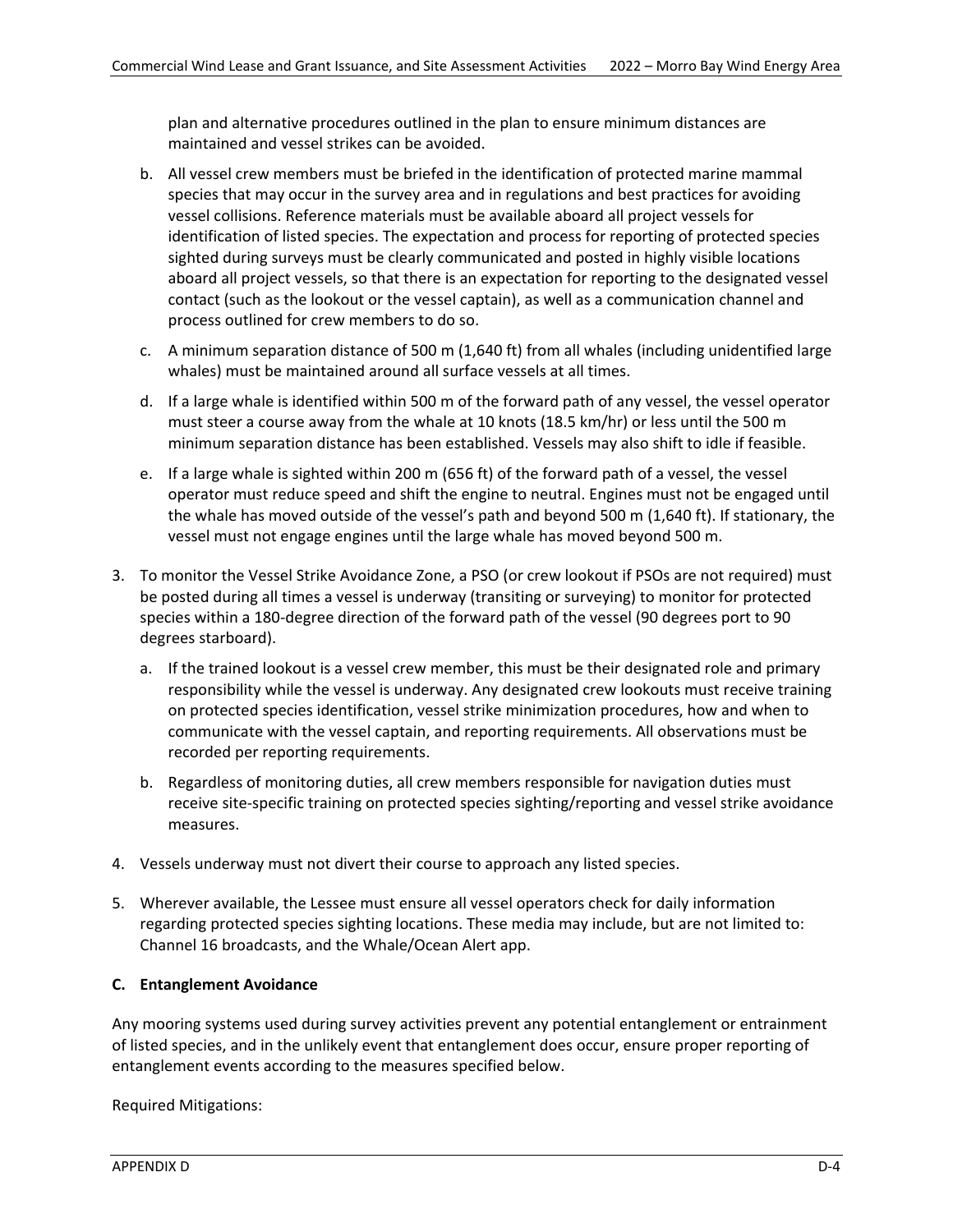plan and alternative procedures outlined in the plan to ensure minimum distances are maintained and vessel strikes can be avoided.

b. All vessel crew members must be briefed in the identification of protected marine mammal species that may occur in the survey area and in regulations and best practices for avoiding vessel collisions. Reference materials must be available aboard all project vessels for identification of listed species. The expectation and process for reporting of protected species sighted during surveys must be clearly communicated and posted in highly visible locations aboard all project vessels, so that there is an expectation for reporting to the designated vessel contact (such as the lookout or the vessel captain), as well as a communication channel and process outlined for crew members to do so.

c. A minimum separation distance of 500 m (1,640 ft) from all whales (including unidentified large whales) must be maintained around all surface vessels at all times.

d. If a large whale is identified within 500 m of the forward path of any vessel, the vessel operator must steer a course away from the whale at 10 knots (18.5 km/hr) or less until the 500 m minimum separation distance has been established. Vessels may also shift to idle if feasible.

e. If a large whale is sighted within 200 m (656 ft) of the forward path of a vessel, the vessel operator must reduce speed and shift the engine to neutral. Engines must not be engaged until the whale has moved outside of the vessel's path and beyond 500 m (1,640 ft). If stationary, the vessel must not engage engines until the large whale has moved beyond 500 m.

3. To monitor the Vessel Strike Avoidance Zone, a PSO (or crew lookout if PSOs are not required) must be posted during all times a vessel is underway (transiting or surveying) to monitor for protected species within a 180-degree direction of the forward path of the vessel (90 degrees port to 90 degrees starboard).

   a. If the trained lookout is a vessel crew member, this must be their designated role and primary responsibility while the vessel is underway. Any designated crew lookouts must receive training on protected species identification, vessel strike minimization procedures, how and when to communicate with the vessel captain, and reporting requirements. All observations must be recorded per reporting requirements.

   b. Regardless of monitoring duties, all crew members responsible for navigation duties must receive site-specific training on protected species sighting/reporting and vessel strike avoidance measures.

4. Vessels underway must not divert their course to approach any listed species.

5. Wherever available, the Lessee must ensure all vessel operators check for daily information regarding protected species sighting locations. These media may include, but are not limited to: Channel 16 broadcasts, and the Whale/Ocean Alert app.

### C. Entanglement Avoidance

Any mooring systems used during survey activities prevent any potential entanglement or entrainment of listed species, and in the unlikely event that entanglement does occur, ensure proper reporting of entanglement events according to the measures specified below.

Required Mitigations: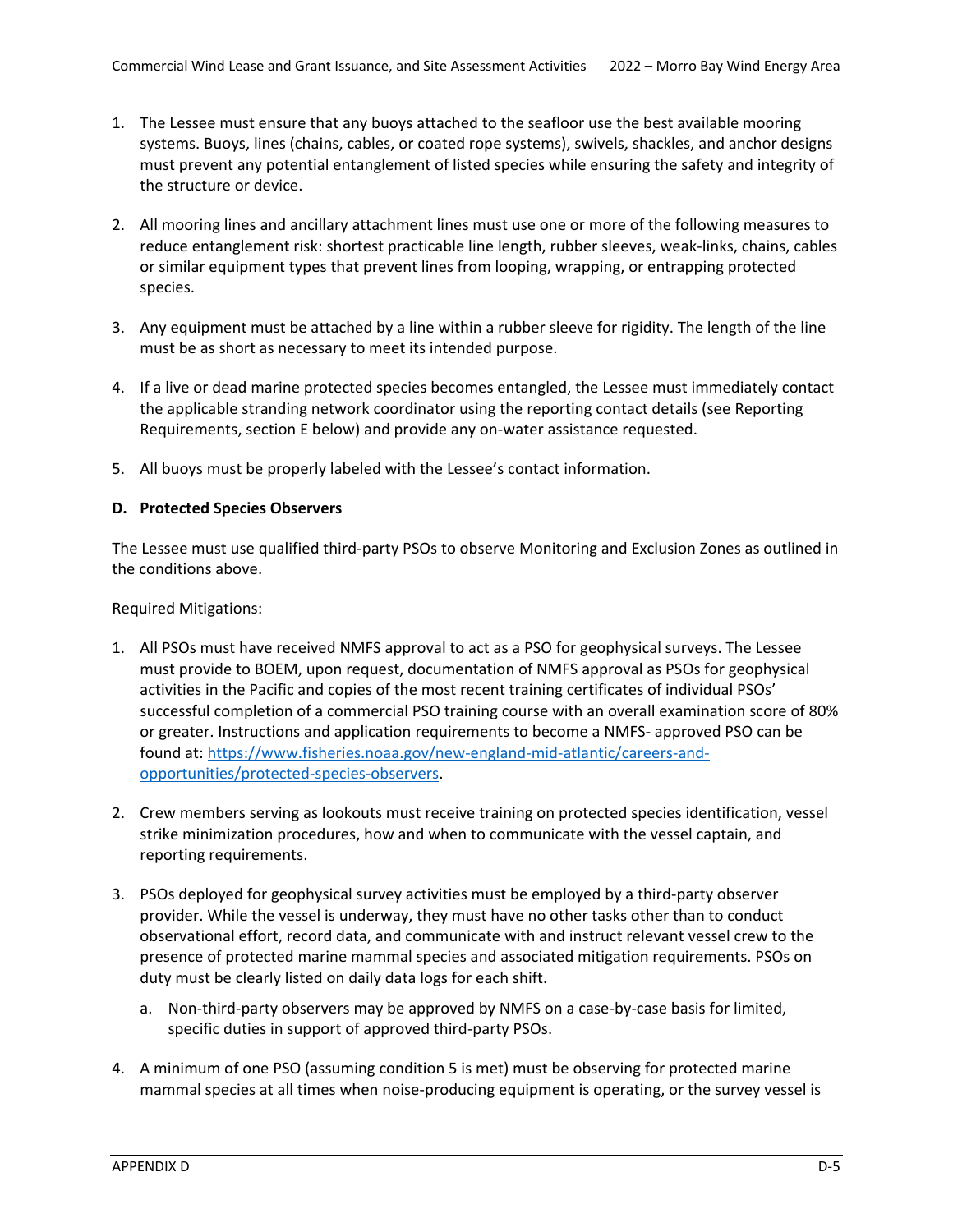1. The Lessee must ensure that any buoys attached to the seafloor use the best available mooring systems. Buoys, lines (chains, cables, or coated rope systems), swivels, shackles, and anchor designs must prevent any potential entanglement of listed species while ensuring the safety and integrity of the structure or device.

2. All mooring lines and ancillary attachment lines must use one or more of the following measures to reduce entanglement risk: shortest practicable line length, rubber sleeves, weak-links, chains, cables or similar equipment types that prevent lines from looping, wrapping, or entrapping protected species.

3. Any equipment must be attached by a line within a rubber sleeve for rigidity. The length of the line must be as short as necessary to meet its intended purpose.

4. If a live or dead marine protected species becomes entangled, the Lessee must immediately contact the applicable stranding network coordinator using the reporting contact details (see Reporting Requirements, section E below) and provide any on-water assistance requested.

5. All buoys must be properly labeled with the Lessee's contact information.

**D. Protected Species Observers**

The Lessee must use qualified third-party PSOs to observe Monitoring and Exclusion Zones as outlined in the conditions above.

Required Mitigations:

1. All PSOs must have received NMFS approval to act as a PSO for geophysical surveys. The Lessee must provide to BOEM, upon request, documentation of NMFS approval as PSOs for geophysical activities in the Pacific and copies of the most recent training certificates of individual PSOs' successful completion of a commercial PSO training course with an overall examination score of 80% or greater. Instructions and application requirements to become a NMFS- approved PSO can be found at: https://www.fisheries.noaa.gov/new-england-mid-atlantic/careers-and-opportunities/protected-species-observers.

2. Crew members serving as lookouts must receive training on protected species identification, vessel strike minimization procedures, how and when to communicate with the vessel captain, and reporting requirements.

3. PSOs deployed for geophysical survey activities must be employed by a third-party observer provider. While the vessel is underway, they must have no other tasks other than to conduct observational effort, record data, and communicate with and instruct relevant vessel crew to the presence of protected marine mammal species and associated mitigation requirements. PSOs on duty must be clearly listed on daily data logs for each shift.
   a. Non-third-party observers may be approved by NMFS on a case-by-case basis for limited, specific duties in support of approved third-party PSOs.

4. A minimum of one PSO (assuming condition 5 is met) must be observing for protected marine mammal species at all times when noise-producing equipment is operating, or the survey vessel is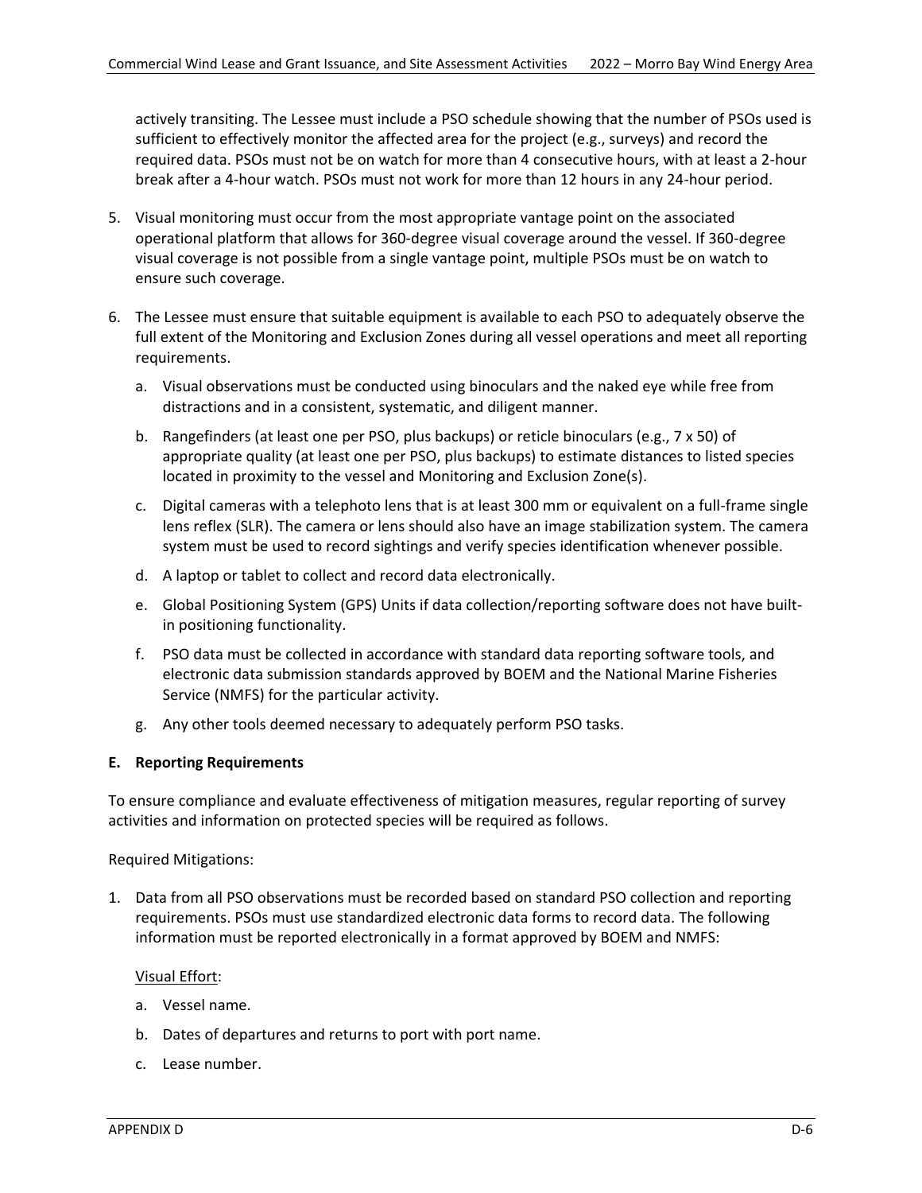actively transiting. The Lessee must include a PSO schedule showing that the number of PSOs used is sufficient to effectively monitor the affected area for the project (e.g., surveys) and record the required data. PSOs must not be on watch for more than 4 consecutive hours, with at least a 2-hour break after a 4-hour watch. PSOs must not work for more than 12 hours in any 24-hour period.

5. Visual monitoring must occur from the most appropriate vantage point on the associated operational platform that allows for 360-degree visual coverage around the vessel. If 360-degree visual coverage is not possible from a single vantage point, multiple PSOs must be on watch to ensure such coverage.

6. The Lessee must ensure that suitable equipment is available to each PSO to adequately observe the full extent of the Monitoring and Exclusion Zones during all vessel operations and meet all reporting requirements.

   a. Visual observations must be conducted using binoculars and the naked eye while free from distractions and in a consistent, systematic, and diligent manner.

   b. Rangefinders (at least one per PSO, plus backups) or reticle binoculars (e.g., 7 x 50) of appropriate quality (at least one per PSO, plus backups) to estimate distances to listed species located in proximity to the vessel and Monitoring and Exclusion Zone(s).

   c. Digital cameras with a telephoto lens that is at least 300 mm or equivalent on a full-frame single lens reflex (SLR). The camera or lens should also have an image stabilization system. The camera system must be used to record sightings and verify species identification whenever possible.

   d. A laptop or tablet to collect and record data electronically.

   e. Global Positioning System (GPS) Units if data collection/reporting software does not have built-in positioning functionality.

   f. PSO data must be collected in accordance with standard data reporting software tools, and electronic data submission standards approved by BOEM and the National Marine Fisheries Service (NMFS) for the particular activity.

   g. Any other tools deemed necessary to adequately perform PSO tasks.

**E. Reporting Requirements**

To ensure compliance and evaluate effectiveness of mitigation measures, regular reporting of survey activities and information on protected species will be required as follows.

Required Mitigations:

1. Data from all PSO observations must be recorded based on standard PSO collection and reporting requirements. PSOs must use standardized electronic data forms to record data. The following information must be reported electronically in a format approved by BOEM and NMFS:

   Visual Effort:

   a. Vessel name.

   b. Dates of departures and returns to port with port name.

   c. Lease number.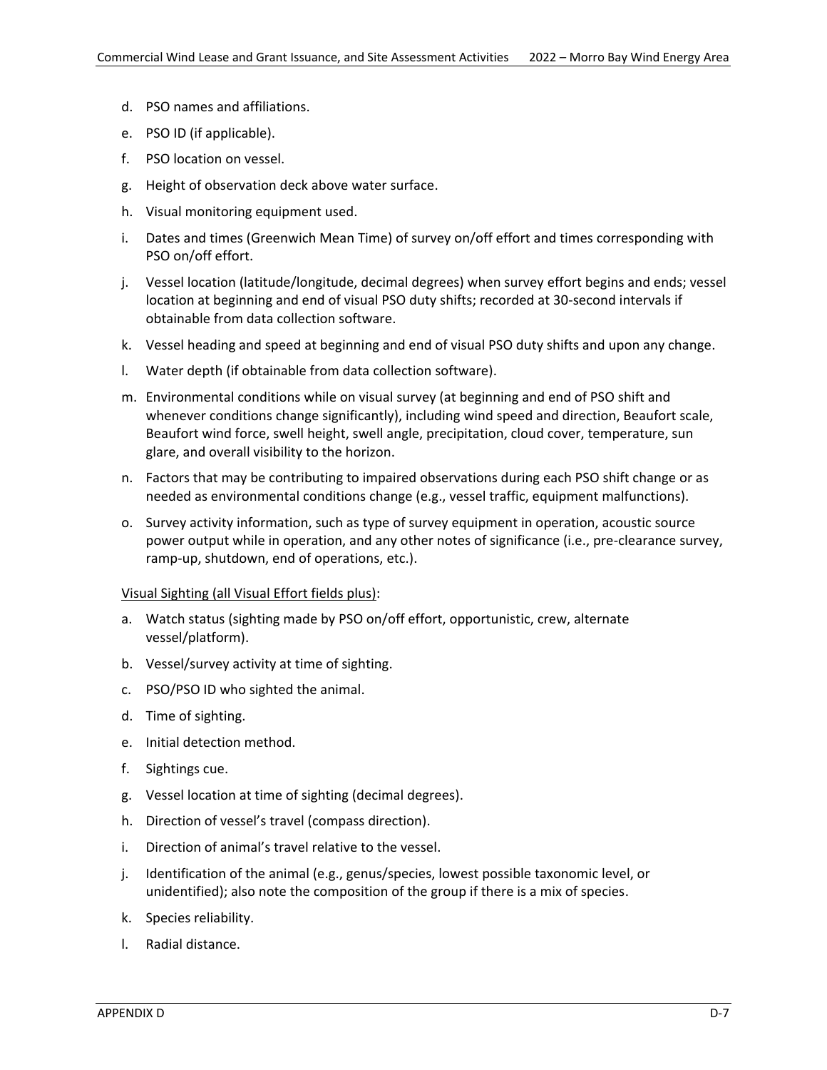d. PSO names and affiliations.

e. PSO ID (if applicable).

f. PSO location on vessel.

g. Height of observation deck above water surface.

h. Visual monitoring equipment used.

i. Dates and times (Greenwich Mean Time) of survey on/off effort and times corresponding with PSO on/off effort.

j. Vessel location (latitude/longitude, decimal degrees) when survey effort begins and ends; vessel location at beginning and end of visual PSO duty shifts; recorded at 30-second intervals if obtainable from data collection software.

k. Vessel heading and speed at beginning and end of visual PSO duty shifts and upon any change.

l. Water depth (if obtainable from data collection software).

m. Environmental conditions while on visual survey (at beginning and end of PSO shift and whenever conditions change significantly), including wind speed and direction, Beaufort scale, Beaufort wind force, swell height, swell angle, precipitation, cloud cover, temperature, sun glare, and overall visibility to the horizon.

n. Factors that may be contributing to impaired observations during each PSO shift change or as needed as environmental conditions change (e.g., vessel traffic, equipment malfunctions).

o. Survey activity information, such as type of survey equipment in operation, acoustic source power output while in operation, and any other notes of significance (i.e., pre-clearance survey, ramp-up, shutdown, end of operations, etc.).

Visual Sighting (all Visual Effort fields plus):

a. Watch status (sighting made by PSO on/off effort, opportunistic, crew, alternate vessel/platform).

b. Vessel/survey activity at time of sighting.

c. PSO/PSO ID who sighted the animal.

d. Time of sighting.

e. Initial detection method.

f. Sightings cue.

g. Vessel location at time of sighting (decimal degrees).

h. Direction of vessel's travel (compass direction).

i. Direction of animal's travel relative to the vessel.

j. Identification of the animal (e.g., genus/species, lowest possible taxonomic level, or unidentified); also note the composition of the group if there is a mix of species.

k. Species reliability.

l. Radial distance.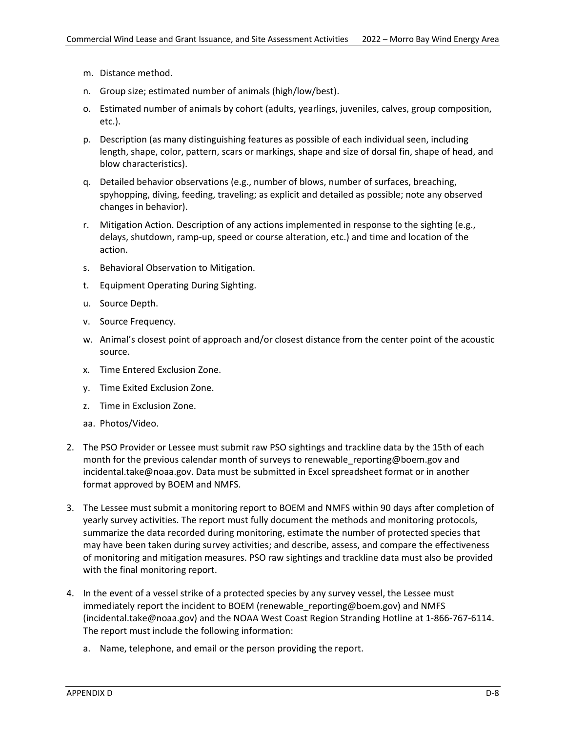m. Distance method.

n. Group size; estimated number of animals (high/low/best).

o. Estimated number of animals by cohort (adults, yearlings, juveniles, calves, group composition, etc.).

p. Description (as many distinguishing features as possible of each individual seen, including length, shape, color, pattern, scars or markings, shape and size of dorsal fin, shape of head, and blow characteristics).

q. Detailed behavior observations (e.g., number of blows, number of surfaces, breaching, spyhopping, diving, feeding, traveling; as explicit and detailed as possible; note any observed changes in behavior).

r. Mitigation Action. Description of any actions implemented in response to the sighting (e.g., delays, shutdown, ramp-up, speed or course alteration, etc.) and time and location of the action.

s. Behavioral Observation to Mitigation.

t. Equipment Operating During Sighting.

u. Source Depth.

v. Source Frequency.

w. Animal's closest point of approach and/or closest distance from the center point of the acoustic source.

x. Time Entered Exclusion Zone.

y. Time Exited Exclusion Zone.

z. Time in Exclusion Zone.

aa. Photos/Video.

2. The PSO Provider or Lessee must submit raw PSO sightings and trackline data by the 15th of each month for the previous calendar month of surveys to renewable_reporting@boem.gov and incidental.take@noaa.gov. Data must be submitted in Excel spreadsheet format or in another format approved by BOEM and NMFS.

3. The Lessee must submit a monitoring report to BOEM and NMFS within 90 days after completion of yearly survey activities. The report must fully document the methods and monitoring protocols, summarize the data recorded during monitoring, estimate the number of protected species that may have been taken during survey activities; and describe, assess, and compare the effectiveness of monitoring and mitigation measures. PSO raw sightings and trackline data must also be provided with the final monitoring report.

4. In the event of a vessel strike of a protected species by any survey vessel, the Lessee must immediately report the incident to BOEM (renewable_reporting@boem.gov) and NMFS (incidental.take@noaa.gov) and the NOAA West Coast Region Stranding Hotline at 1-866-767-6114. The report must include the following information:

   a. Name, telephone, and email or the person providing the report.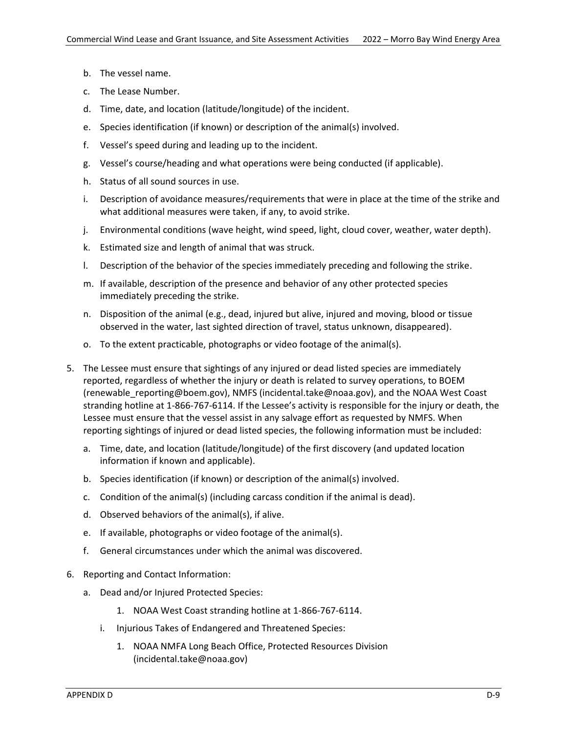b. The vessel name.

c. The Lease Number.

d. Time, date, and location (latitude/longitude) of the incident.

e. Species identification (if known) or description of the animal(s) involved.

f. Vessel's speed during and leading up to the incident.

g. Vessel's course/heading and what operations were being conducted (if applicable).

h. Status of all sound sources in use.

i. Description of avoidance measures/requirements that were in place at the time of the strike and what additional measures were taken, if any, to avoid strike.

j. Environmental conditions (wave height, wind speed, light, cloud cover, weather, water depth).

k. Estimated size and length of animal that was struck.

l. Description of the behavior of the species immediately preceding and following the strike.

m. If available, description of the presence and behavior of any other protected species immediately preceding the strike.

n. Disposition of the animal (e.g., dead, injured but alive, injured and moving, blood or tissue observed in the water, last sighted direction of travel, status unknown, disappeared).

o. To the extent practicable, photographs or video footage of the animal(s).

5. The Lessee must ensure that sightings of any injured or dead listed species are immediately reported, regardless of whether the injury or death is related to survey operations, to BOEM (renewable_reporting@boem.gov), NMFS (incidental.take@noaa.gov), and the NOAA West Coast stranding hotline at 1-866-767-6114. If the Lessee's activity is responsible for the injury or death, the Lessee must ensure that the vessel assist in any salvage effort as requested by NMFS. When reporting sightings of injured or dead listed species, the following information must be included:

   a. Time, date, and location (latitude/longitude) of the first discovery (and updated location information if known and applicable).

   b. Species identification (if known) or description of the animal(s) involved.

   c. Condition of the animal(s) (including carcass condition if the animal is dead).

   d. Observed behaviors of the animal(s), if alive.

   e. If available, photographs or video footage of the animal(s).

   f. General circumstances under which the animal was discovered.

6. Reporting and Contact Information:

   a. Dead and/or Injured Protected Species:

      1. NOAA West Coast stranding hotline at 1-866-767-6114.

   i. Injurious Takes of Endangered and Threatened Species:

      1. NOAA NMFA Long Beach Office, Protected Resources Division (incidental.take@noaa.gov)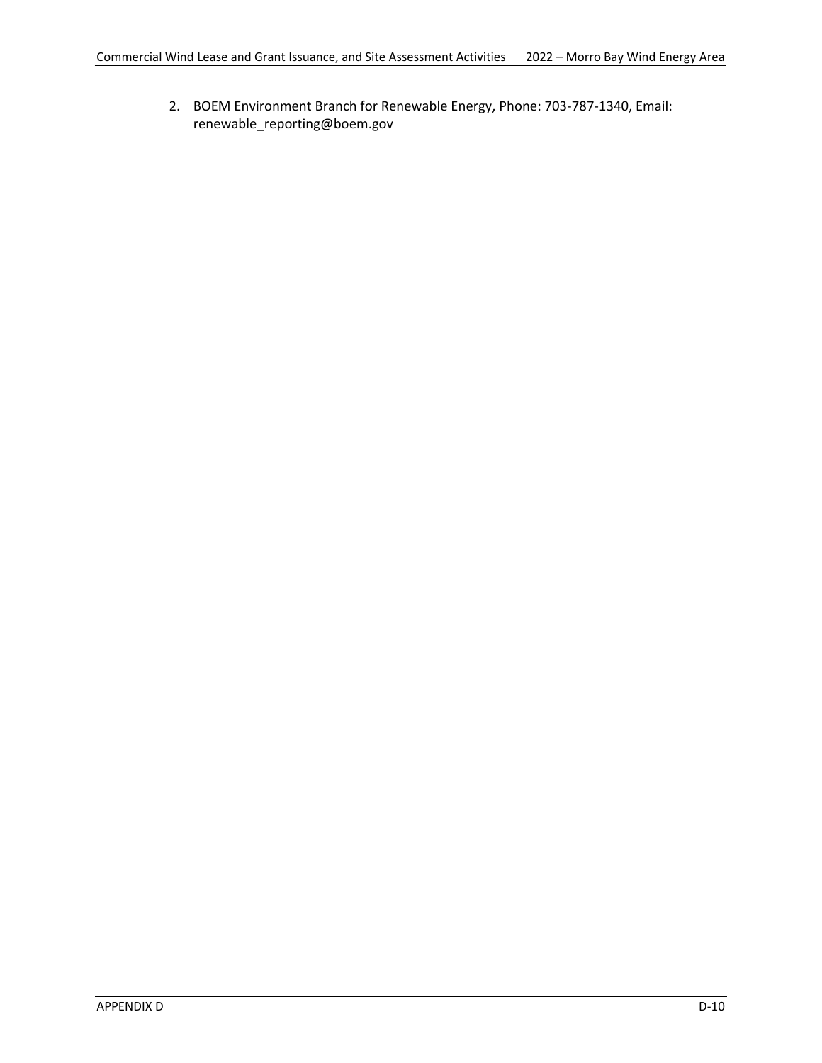2. BOEM Environment Branch for Renewable Energy, Phone: 703-787-1340, Email: renewable_reporting@boem.gov